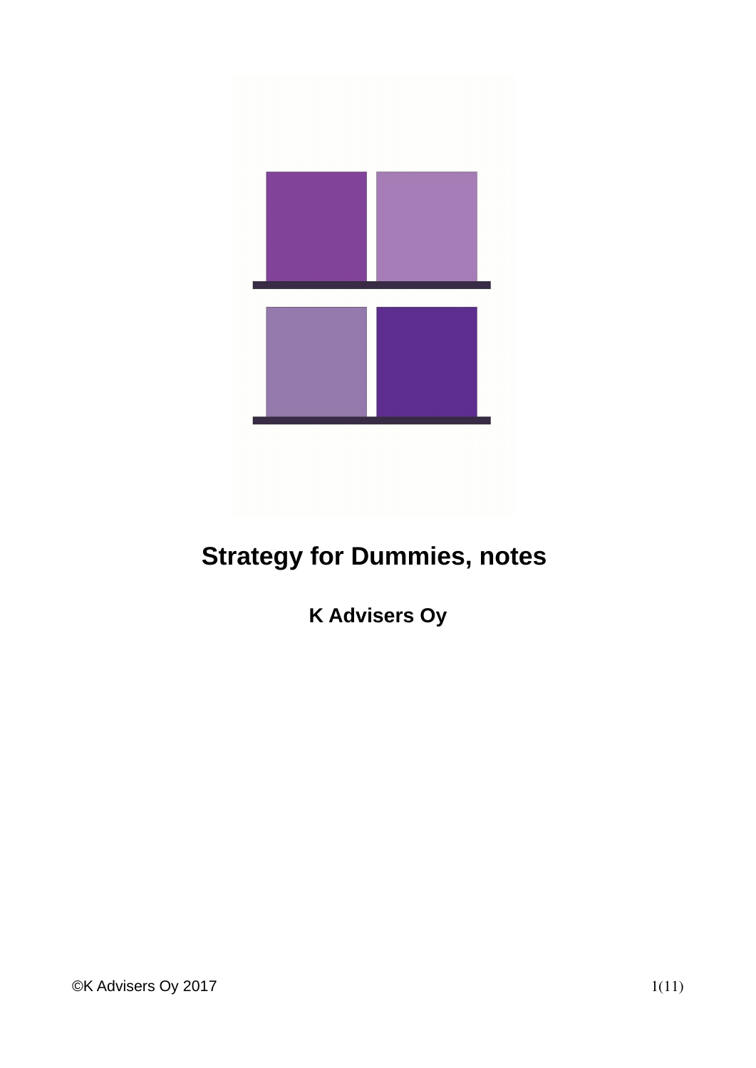# Strategy for Dummies, notes

**K Advisers Oy**

©K Advisers Oy 2017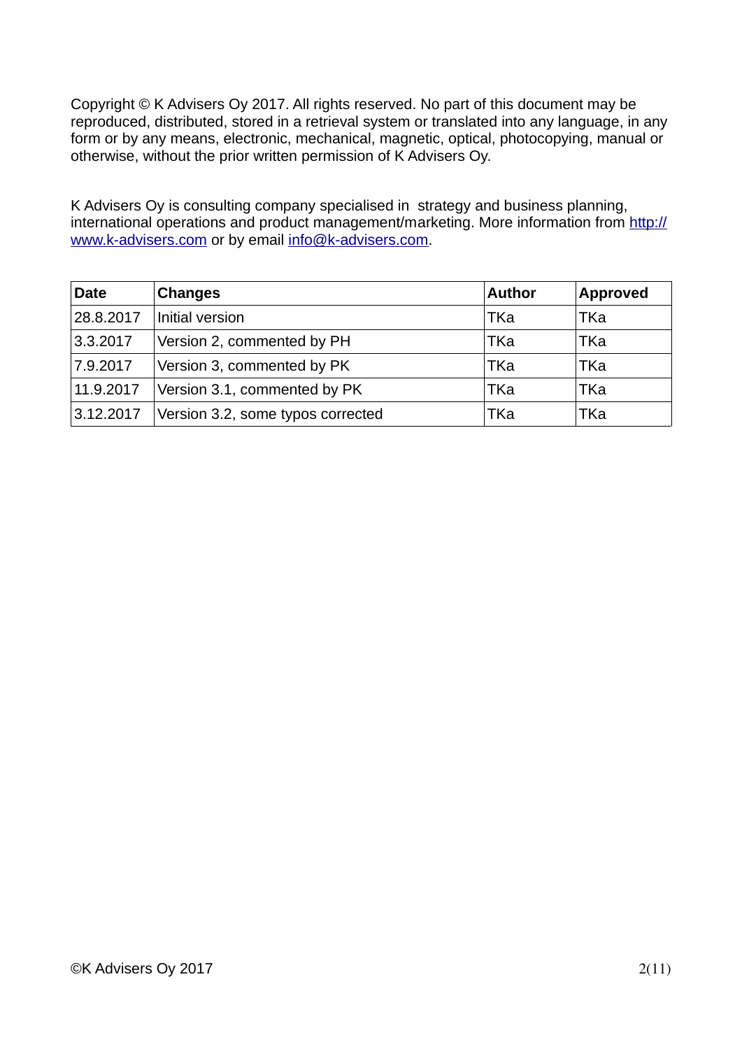Copyright © K Advisers Oy 2017. All rights reserved. No part of this document may be reproduced, distributed, stored in a retrieval system or translated into any language, in any form or by any means, electronic, mechanical, magnetic, optical, photocopying, manual or otherwise, without the prior written permission of K Advisers Oy.

K Advisers Oy is consulting company specialised in strategy and business planning, international operations and product management/marketing. More information from http://www.k-advisers.com or by email info@k-advisers.com.

| Date | Changes | Author | Approved |
|---|---|---|---|
| 28.8.2017 | Initial version | TKa | TKa |
| 3.3.2017 | Version 2, commented by PH | TKa | TKa |
| 7.9.2017 | Version 3, commented by PK | TKa | TKa |
| 11.9.2017 | Version 3.1, commented by PK | TKa | TKa |
| 3.12.2017 | Version 3.2, some typos corrected | TKa | TKa |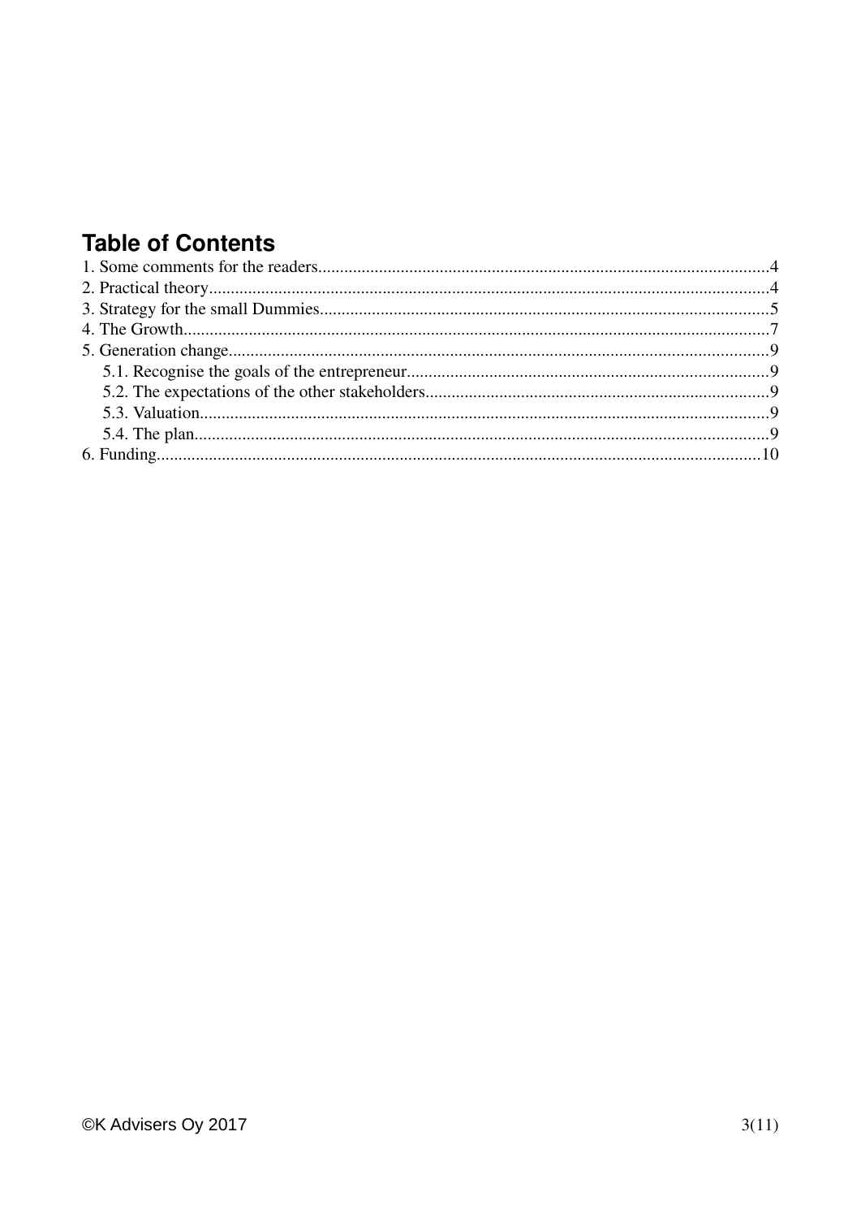## Table of Contents

1. Some comments for the readers........................................................................................................4
2. Practical theory.................................................................................................................................4
3. Strategy for the small Dummies.......................................................................................................5
4. The Growth.......................................................................................................................................7
5. Generation change............................................................................................................................9
   - 5.1. Recognise the goals of the entrepreneur...................................................................................9
   - 5.2. The expectations of the other stakeholders...............................................................................9
   - 5.3. Valuation...................................................................................................................................9
   - 5.4. The plan....................................................................................................................................9
6. Funding...........................................................................................................................................10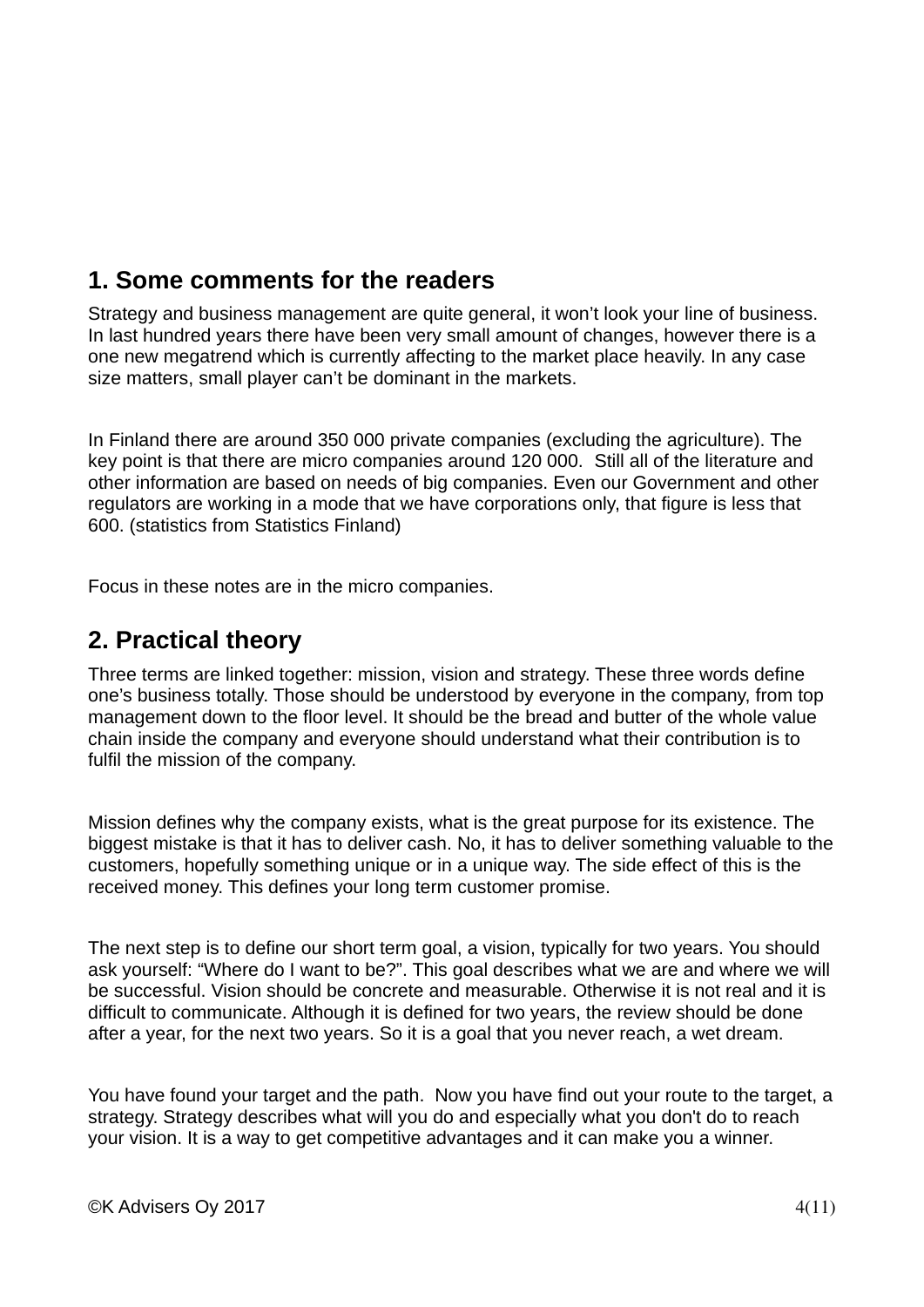## 1. Some comments for the readers

Strategy and business management are quite general, it won't look your line of business. In last hundred years there have been very small amount of changes, however there is a one new megatrend which is currently affecting to the market place heavily. In any case size matters, small player can't be dominant in the markets.

In Finland there are around 350 000 private companies (excluding the agriculture). The key point is that there are micro companies around 120 000. Still all of the literature and other information are based on needs of big companies. Even our Government and other regulators are working in a mode that we have corporations only, that figure is less that 600. (statistics from Statistics Finland)

Focus in these notes are in the micro companies.

## 2. Practical theory

Three terms are linked together: mission, vision and strategy. These three words define one's business totally. Those should be understood by everyone in the company, from top management down to the floor level. It should be the bread and butter of the whole value chain inside the company and everyone should understand what their contribution is to fulfil the mission of the company.

Mission defines why the company exists, what is the great purpose for its existence. The biggest mistake is that it has to deliver cash. No, it has to deliver something valuable to the customers, hopefully something unique or in a unique way. The side effect of this is the received money. This defines your long term customer promise.

The next step is to define our short term goal, a vision, typically for two years. You should ask yourself: "Where do I want to be?". This goal describes what we are and where we will be successful. Vision should be concrete and measurable. Otherwise it is not real and it is difficult to communicate. Although it is defined for two years, the review should be done after a year, for the next two years. So it is a goal that you never reach, a wet dream.

You have found your target and the path. Now you have find out your route to the target, a strategy. Strategy describes what will you do and especially what you don't do to reach your vision. It is a way to get competitive advantages and it can make you a winner.

©K Advisers Oy 2017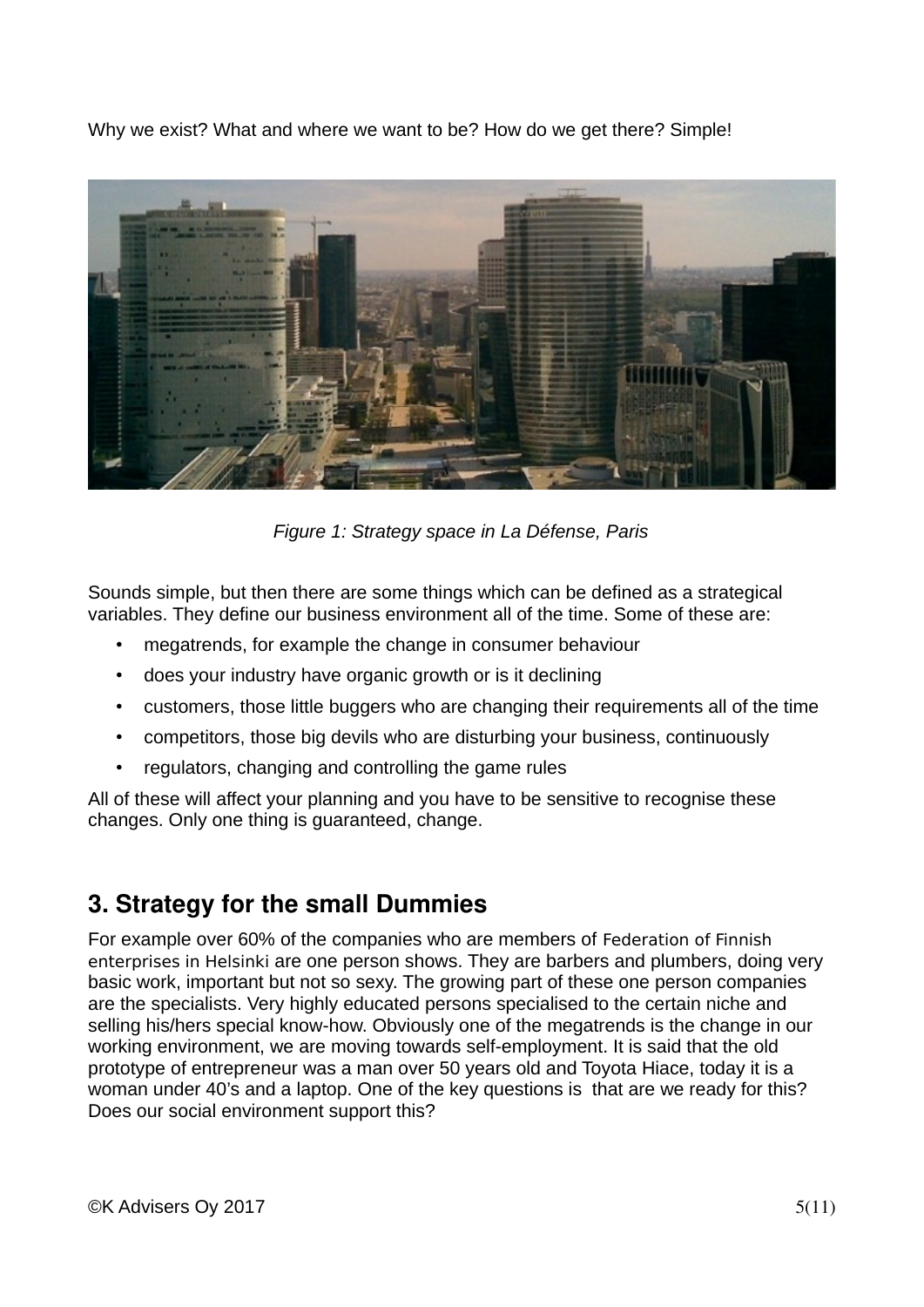Why we exist? What and where we want to be? How do we get there? Simple!

*Figure 1: Strategy space in La Défense, Paris*

Sounds simple, but then there are some things which can be defined as a strategical variables. They define our business environment all of the time. Some of these are:

- megatrends, for example the change in consumer behaviour
- does your industry have organic growth or is it declining
- customers, those little buggers who are changing their requirements all of the time
- competitors, those big devils who are disturbing your business, continuously
- regulators, changing and controlling the game rules

All of these will affect your planning and you have to be sensitive to recognise these changes. Only one thing is guaranteed, change.

## 3. Strategy for the small Dummies

For example over 60% of the companies who are members of Federation of Finnish enterprises in Helsinki are one person shows. They are barbers and plumbers, doing very basic work, important but not so sexy. The growing part of these one person companies are the specialists. Very highly educated persons specialised to the certain niche and selling his/hers special know-how. Obviously one of the megatrends is the change in our working environment, we are moving towards self-employment. It is said that the old prototype of entrepreneur was a man over 50 years old and Toyota Hiace, today it is a woman under 40's and a laptop. One of the key questions is that are we ready for this? Does our social environment support this?

©K Advisers Oy 2017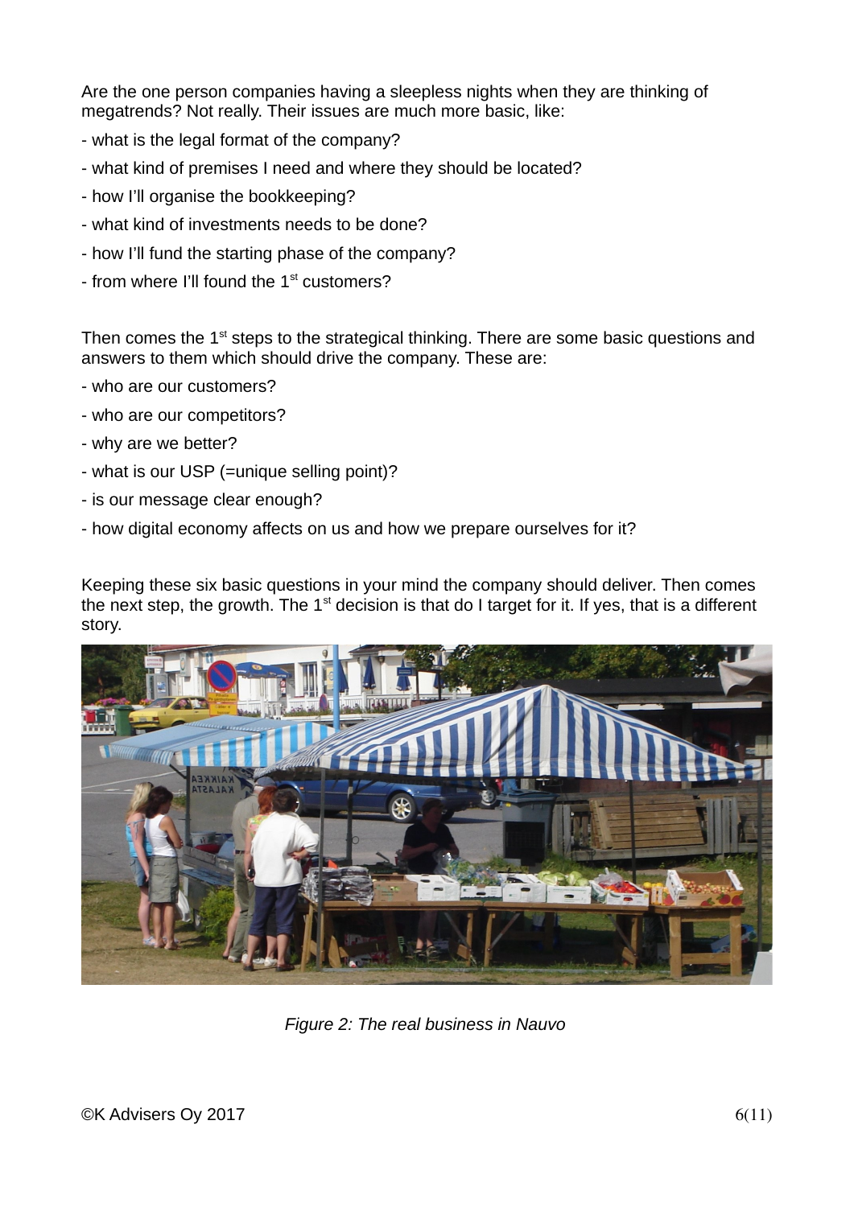Are the one person companies having a sleepless nights when they are thinking of megatrends? Not really. Their issues are much more basic, like:

- what is the legal format of the company?
- what kind of premises I need and where they should be located?
- how I'll organise the bookkeeping?
- what kind of investments needs to be done?
- how I'll fund the starting phase of the company?
- from where I'll found the 1st customers?

Then comes the 1st steps to the strategical thinking. There are some basic questions and answers to them which should drive the company. These are:

- who are our customers?
- who are our competitors?
- why are we better?
- what is our USP (=unique selling point)?
- is our message clear enough?
- how digital economy affects on us and how we prepare ourselves for it?

Keeping these six basic questions in your mind the company should deliver. Then comes the next step, the growth. The 1st decision is that do I target for it. If yes, that is a different story.

*Figure 2: The real business in Nauvo*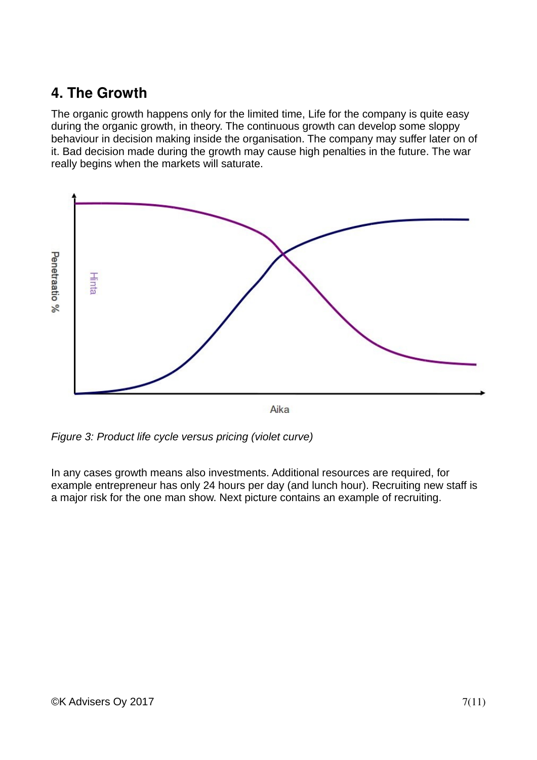## 4. The Growth

The organic growth happens only for the limited time, Life for the company is quite easy during the organic growth, in theory. The continuous growth can develop some sloppy behaviour in decision making inside the organisation. The company may suffer later on of it. Bad decision made during the growth may cause high penalties in the future. The war really begins when the markets will saturate.

*Figure 3: Product life cycle versus pricing (violet curve)*

In any cases growth means also investments. Additional resources are required, for example entrepreneur has only 24 hours per day (and lunch hour). Recruiting new staff is a major risk for the one man show. Next picture contains an example of recruiting.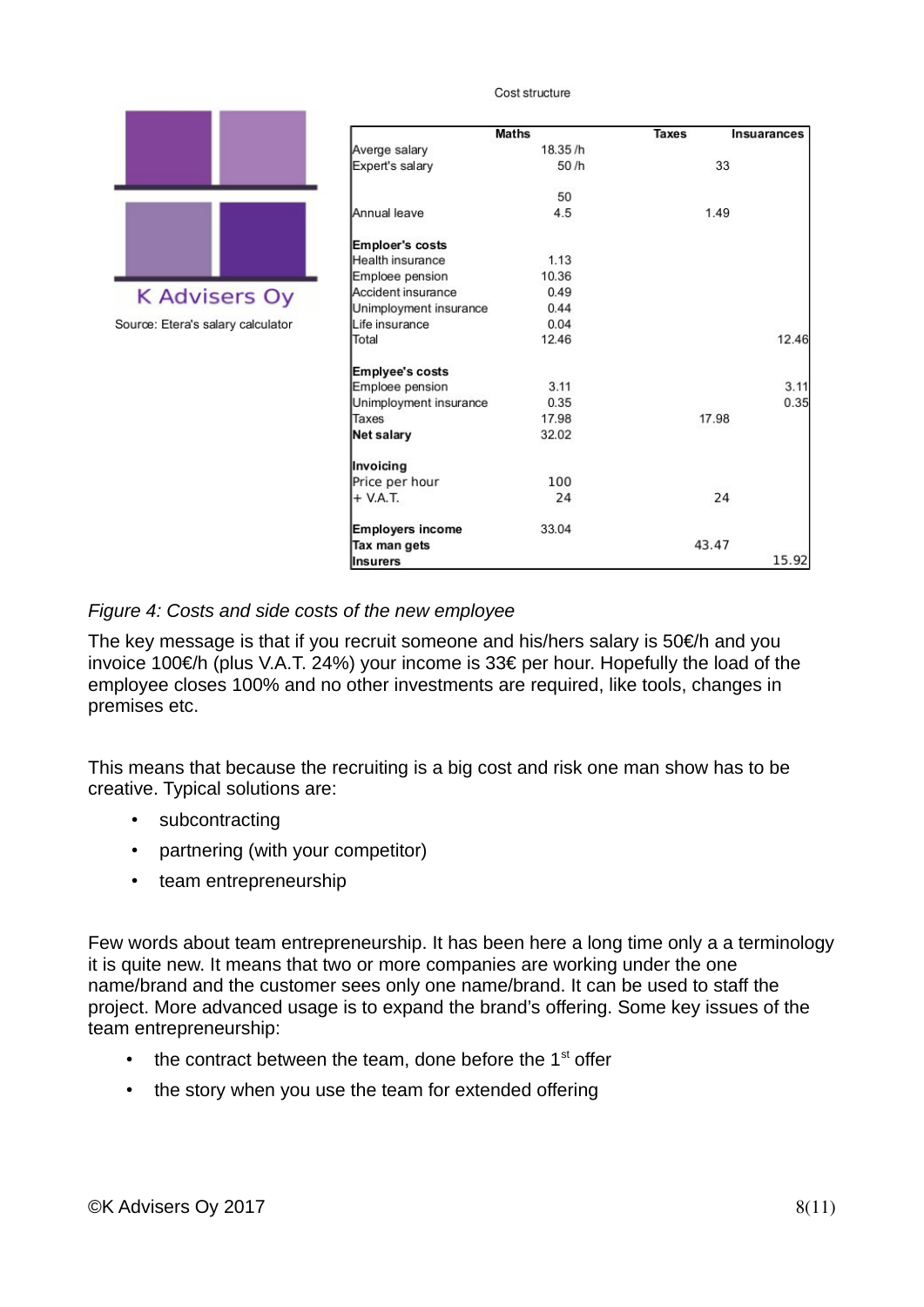K Advisers Oy

Source: Etera's salary calculator

Cost structure

| | Maths | Taxes | Insuarances |
|---|---|---|---|
| Averge salary | 18.35 /h | | |
| Expert's salary | 50 /h | 33 | |
| | 50 | | |
| Annual leave | 4.5 | 1.49 | |
| **Emploer's costs** | | | |
| Health insurance | 1.13 | | |
| Emploee pension | 10.36 | | |
| Accident insurance | 0.49 | | |
| Unimployment insurance | 0.44 | | |
| Life insurance | 0.04 | | |
| Total | 12.46 | | 12.46 |
| **Emplyee's costs** | | | |
| Emploee pension | 3.11 | | 3.11 |
| Unimployment insurance | 0.35 | | 0.35 |
| Taxes | 17.98 | 17.98 | |
| **Net salary** | 32.02 | | |
| **Invoicing** | | | |
| Price per hour | 100 | | |
| + V.A.T. | 24 | 24 | |
| **Employers income** | 33.04 | | |
| **Tax man gets** | | 43.47 | |
| **Insurers** | | | 15.92 |

*Figure 4: Costs and side costs of the new employee*

The key message is that if you recruit someone and his/hers salary is 50€/h and you invoice 100€/h (plus V.A.T. 24%) your income is 33€ per hour. Hopefully the load of the employee closes 100% and no other investments are required, like tools, changes in premises etc.

This means that because the recruiting is a big cost and risk one man show has to be creative. Typical solutions are:

- subcontracting
- partnering (with your competitor)
- team entrepreneurship

Few words about team entrepreneurship. It has been here a long time only a a terminology it is quite new. It means that two or more companies are working under the one name/brand and the customer sees only one name/brand. It can be used to staff the project. More advanced usage is to expand the brand's offering. Some key issues of the team entrepreneurship:

- the contract between the team, done before the 1st offer
- the story when you use the team for extended offering

©K Advisers Oy 2017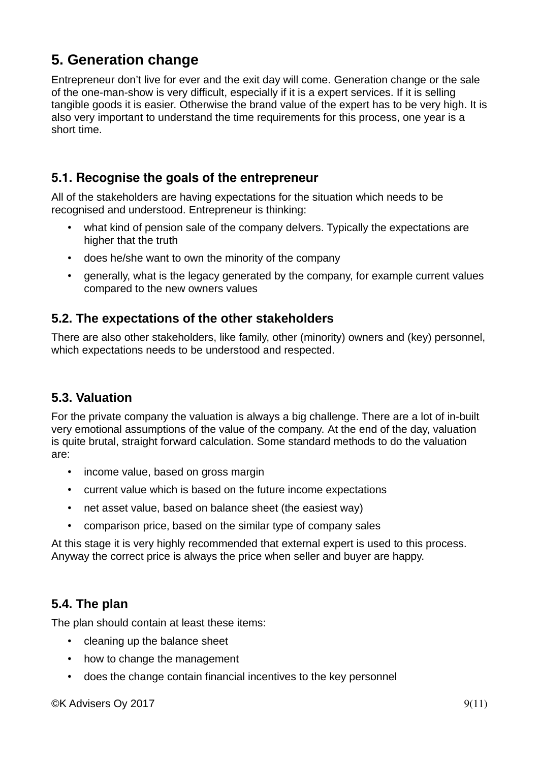## 5. Generation change

Entrepreneur don't live for ever and the exit day will come. Generation change or the sale of the one-man-show is very difficult, especially if it is a expert services. If it is selling tangible goods it is easier. Otherwise the brand value of the expert has to be very high. It is also very important to understand the time requirements for this process, one year is a short time.

### 5.1. Recognise the goals of the entrepreneur

All of the stakeholders are having expectations for the situation which needs to be recognised and understood. Entrepreneur is thinking:

- what kind of pension sale of the company delvers. Typically the expectations are higher that the truth
- does he/she want to own the minority of the company
- generally, what is the legacy generated by the company, for example current values compared to the new owners values

### 5.2. The expectations of the other stakeholders

There are also other stakeholders, like family, other (minority) owners and (key) personnel, which expectations needs to be understood and respected.

### 5.3. Valuation

For the private company the valuation is always a big challenge. There are a lot of in-built very emotional assumptions of the value of the company. At the end of the day, valuation is quite brutal, straight forward calculation. Some standard methods to do the valuation are:

- income value, based on gross margin
- current value which is based on the future income expectations
- net asset value, based on balance sheet (the easiest way)
- comparison price, based on the similar type of company sales

At this stage it is very highly recommended that external expert is used to this process. Anyway the correct price is always the price when seller and buyer are happy.

### 5.4. The plan

The plan should contain at least these items:

- cleaning up the balance sheet
- how to change the management
- does the change contain financial incentives to the key personnel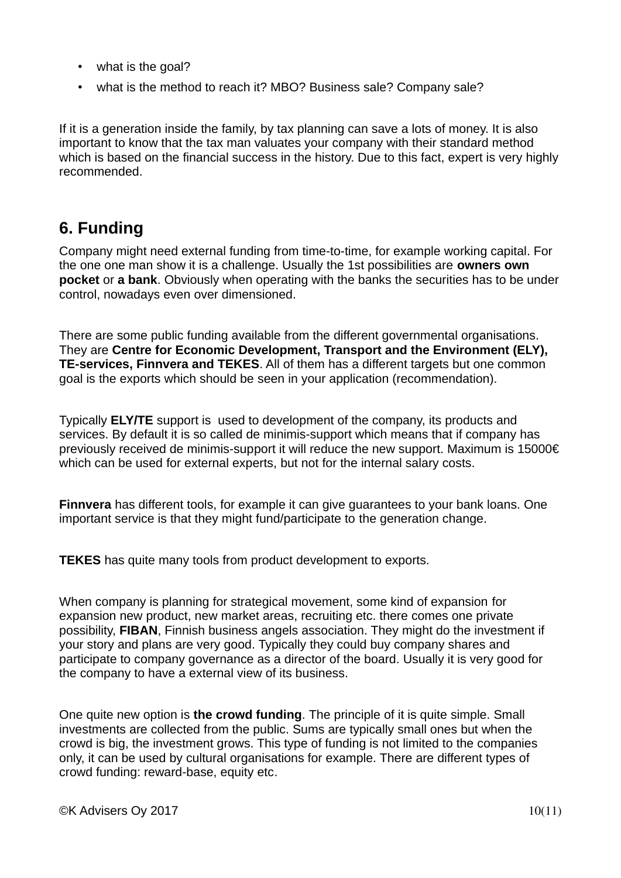- what is the goal?
- what is the method to reach it? MBO? Business sale? Company sale?

If it is a generation inside the family, by tax planning can save a lots of money. It is also important to know that the tax man valuates your company with their standard method which is based on the financial success in the history. Due to this fact, expert is very highly recommended.

## 6. Funding

Company might need external funding from time-to-time, for example working capital. For the one one man show it is a challenge. Usually the 1st possibilities are **owners own pocket** or **a bank**. Obviously when operating with the banks the securities has to be under control, nowadays even over dimensioned.

There are some public funding available from the different governmental organisations. They are **Centre for Economic Development, Transport and the Environment (ELY), TE-services, Finnvera and TEKES**. All of them has a different targets but one common goal is the exports which should be seen in your application (recommendation).

Typically **ELY/TE** support is used to development of the company, its products and services. By default it is so called de minimis-support which means that if company has previously received de minimis-support it will reduce the new support. Maximum is 15000€ which can be used for external experts, but not for the internal salary costs.

**Finnvera** has different tools, for example it can give guarantees to your bank loans. One important service is that they might fund/participate to the generation change.

**TEKES** has quite many tools from product development to exports.

When company is planning for strategical movement, some kind of expansion for expansion new product, new market areas, recruiting etc. there comes one private possibility, **FIBAN**, Finnish business angels association. They might do the investment if your story and plans are very good. Typically they could buy company shares and participate to company governance as a director of the board. Usually it is very good for the company to have a external view of its business.

One quite new option is **the crowd funding**. The principle of it is quite simple. Small investments are collected from the public. Sums are typically small ones but when the crowd is big, the investment grows. This type of funding is not limited to the companies only, it can be used by cultural organisations for example. There are different types of crowd funding: reward-base, equity etc.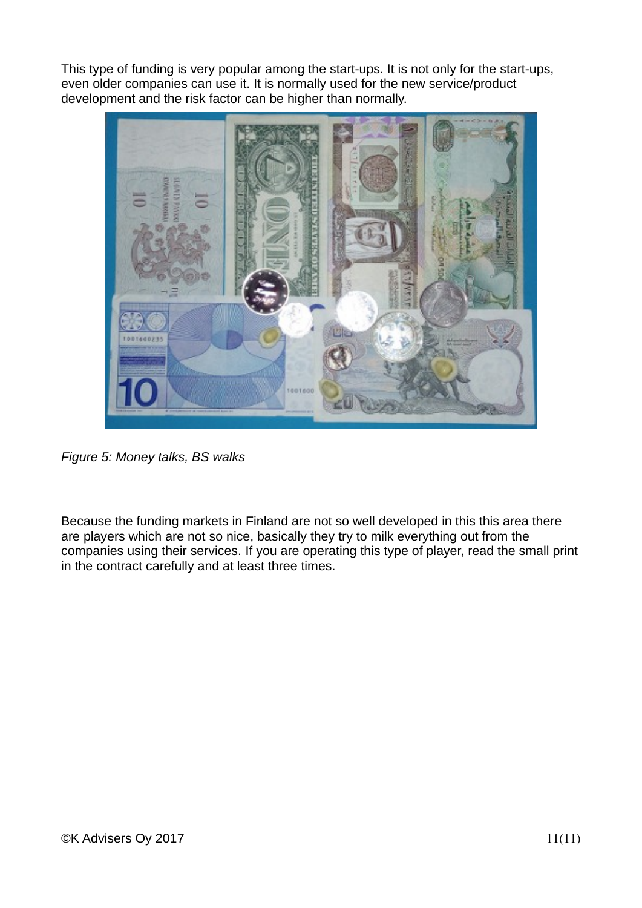This type of funding is very popular among the start-ups. It is not only for the start-ups, even older companies can use it. It is normally used for the new service/product development and the risk factor can be higher than normally.

*Figure 5: Money talks, BS walks*

Because the funding markets in Finland are not so well developed in this this area there are players which are not so nice, basically they try to milk everything out from the companies using their services. If you are operating this type of player, read the small print in the contract carefully and at least three times.

©K Advisers Oy 2017